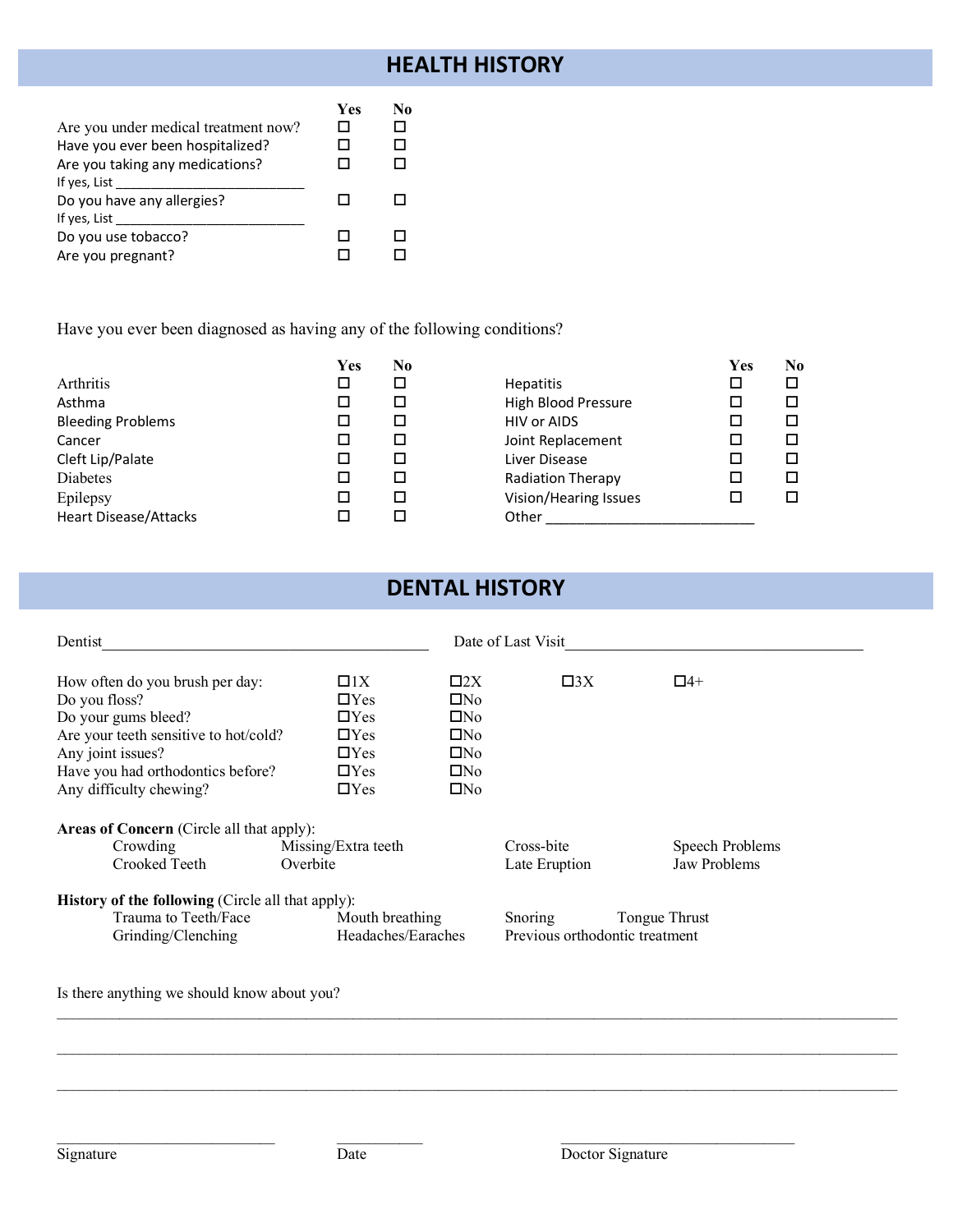# HEALTH HISTORY

| | Yes | No |
|---|---|---|
| Are you under medical treatment now? | ☐ | ☐ |
| Have you ever been hospitalized? | ☐ | ☐ |
| Are you taking any medications? | ☐ | ☐ |
| If yes, List ___________________________ | | |
| Do you have any allergies? | ☐ | ☐ |
| If yes, List ___________________________ | | |
| Do you use tobacco? | ☐ | ☐ |
| Are you pregnant? | ☐ | ☐ |

Have you ever been diagnosed as having any of the following conditions?

| | Yes | No | | Yes | No |
|---|---|---|---|---|---|
| Arthritis | ☐ | ☐ | Hepatitis | ☐ | ☐ |
| Asthma | ☐ | ☐ | High Blood Pressure | ☐ | ☐ |
| Bleeding Problems | ☐ | ☐ | HIV or AIDS | ☐ | ☐ |
| Cancer | ☐ | ☐ | Joint Replacement | ☐ | ☐ |
| Cleft Lip/Palate | ☐ | ☐ | Liver Disease | ☐ | ☐ |
| Diabetes | ☐ | ☐ | Radiation Therapy | ☐ | ☐ |
| Epilepsy | ☐ | ☐ | Vision/Hearing Issues | ☐ | ☐ |
| Heart Disease/Attacks | ☐ | ☐ | Other ___________________________ | | |

# DENTAL HISTORY

Dentist_____________________________________________ Date of Last Visit_____________________________________________

| | | | | |
|---|---|---|---|---|
| How often do you brush per day: | ☐1X | ☐2X | ☐3X | ☐4+ |
| Do you floss? | ☐Yes | ☐No | | |
| Do your gums bleed? | ☐Yes | ☐No | | |
| Are your teeth sensitive to hot/cold? | ☐Yes | ☐No | | |
| Any joint issues? | ☐Yes | ☐No | | |
| Have you had orthodontics before? | ☐Yes | ☐No | | |
| Any difficulty chewing? | ☐Yes | ☐No | | |

**Areas of Concern** (Circle all that apply):

Crowding, Missing/Extra teeth, Cross-bite, Speech Problems
Crooked Teeth, Overbite, Late Eruption, Jaw Problems

**History of the following** (Circle all that apply):

Trauma to Teeth/Face, Mouth breathing, Snoring, Tongue Thrust
Grinding/Clenching, Headaches/Earaches, Previous orthodontic treatment

Is there anything we should know about you?

_____________________________________________________________________________________________________

_____________________________________________________________________________________________________

_____________________________________________________________________________________________________

_____________________________ ___________ _______________________________

Signature Date Doctor Signature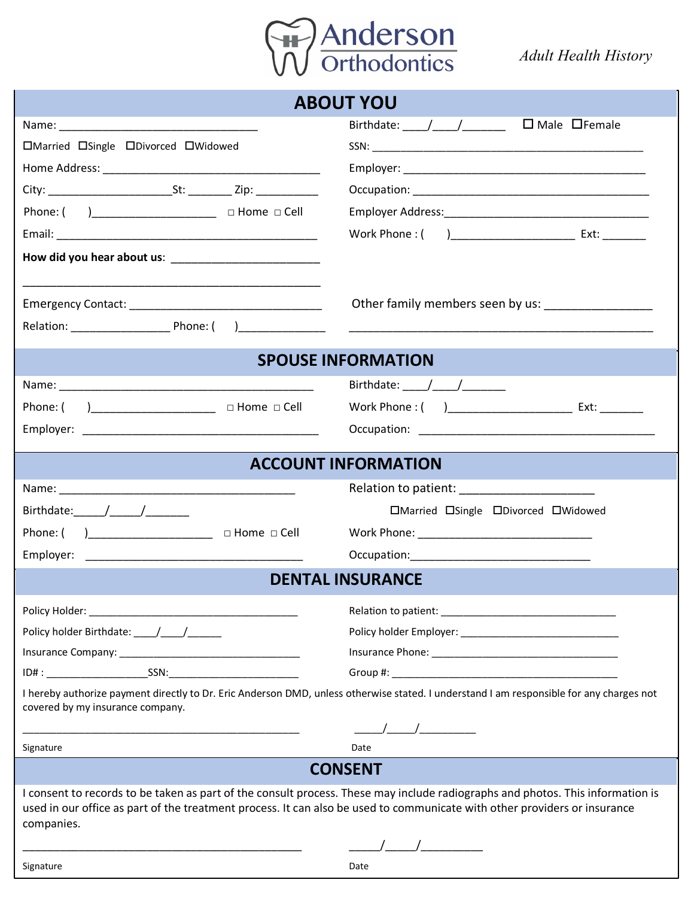Anderson Orthodontics

*Adult Health History*

## ABOUT YOU

Name: ________________________________

Birthdate: ____/____/_______ ☐ Male ☐Female

☐Married ☐Single ☐Divorced ☐Widowed

SSN: ______________________________________________

Home Address: ___________________________________

Employer: _______________________________________

City: ___________________St: _______ Zip: __________

Occupation: ______________________________________

Phone: ( )___________________ □ Home □ Cell

Employer Address:_________________________________

Email: __________________________________________

Work Phone : ( )____________________ Ext: _______

**How did you hear about us**: _______________________

_______________________________________________

Emergency Contact: ______________________________

Other family members seen by us: ________________

Relation: _______________ Phone: ( )_____________

_______________________________________________

## SPOUSE INFORMATION

Name: __________________________________________

Birthdate: ____/____/_______

Phone: ( )___________________ □ Home □ Cell

Work Phone : ( )____________________ Ext: _______

Employer: _____________________________________

Occupation: _____________________________________

## ACCOUNT INFORMATION

Name: ______________________________________

Relation to patient: ____________________

Birthdate:_____/_____/_______

☐Married ☐Single ☐Divorced ☐Widowed

Phone: ( )___________________ □ Home □ Cell

Work Phone: _____________________________

Employer: __________________________________

Occupation:_____________________________

## DENTAL INSURANCE

Policy Holder: _____________________________________

Relation to patient: ______________________________

Policy holder Birthdate: ____/____/______

Policy holder Employer: ___________________________

Insurance Company: ________________________________

Insurance Phone: _________________________________

ID# : __________________SSN:______________________

Group #: _________________________________________

I hereby authorize payment directly to Dr. Eric Anderson DMD, unless otherwise stated. I understand I am responsible for any charges not covered by my insurance company.

_______________________________________________ _____/_____/_________

Signature Date

## CONSENT

I consent to records to be taken as part of the consult process. These may include radiographs and photos. This information is used in our office as part of the treatment process. It can also be used to communicate with other providers or insurance companies.

_______________________________________________ _____/_____/__________

Signature Date